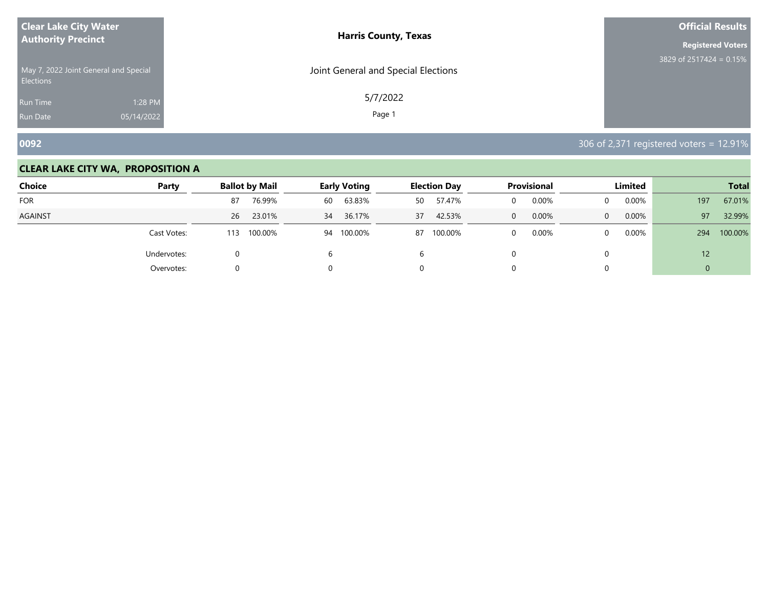**Clear Lake City Water Authority Precinct**

May 7, 2022 Joint General and Special Elections

Run Time 1:28 PM

Run Date 05/14/2022

**Harris County, Texas**

Joint General and Special Elections

5/7/2022

**Official Results**

**Registered Voters**

3829 of 2517424 = 0.15%

## 0092

306 of 2,371 registered voters = 12.91%

### CLEAR LAKE CITY WA, PROPOSITION A

| Choice | Party | Ballot by Mail | | Early Voting | | Election Day | | Provisional | | Limited | | Total | |
|---|---|---|---|---|---|---|---|---|---|---|---|---|---|
| FOR | | 87 | 76.99% | 60 | 63.83% | 50 | 57.47% | 0 | 0.00% | 0 | 0.00% | 197 | 67.01% |
| AGAINST | | 26 | 23.01% | 34 | 36.17% | 37 | 42.53% | 0 | 0.00% | 0 | 0.00% | 97 | 32.99% |
| | Cast Votes: | 113 | 100.00% | 94 | 100.00% | 87 | 100.00% | 0 | 0.00% | 0 | 0.00% | 294 | 100.00% |
| | Undervotes: | 0 | | 6 | | 6 | | 0 | | 0 | | 12 | |
| | Overvotes: | 0 | | 0 | | 0 | | 0 | | 0 | | 0 | |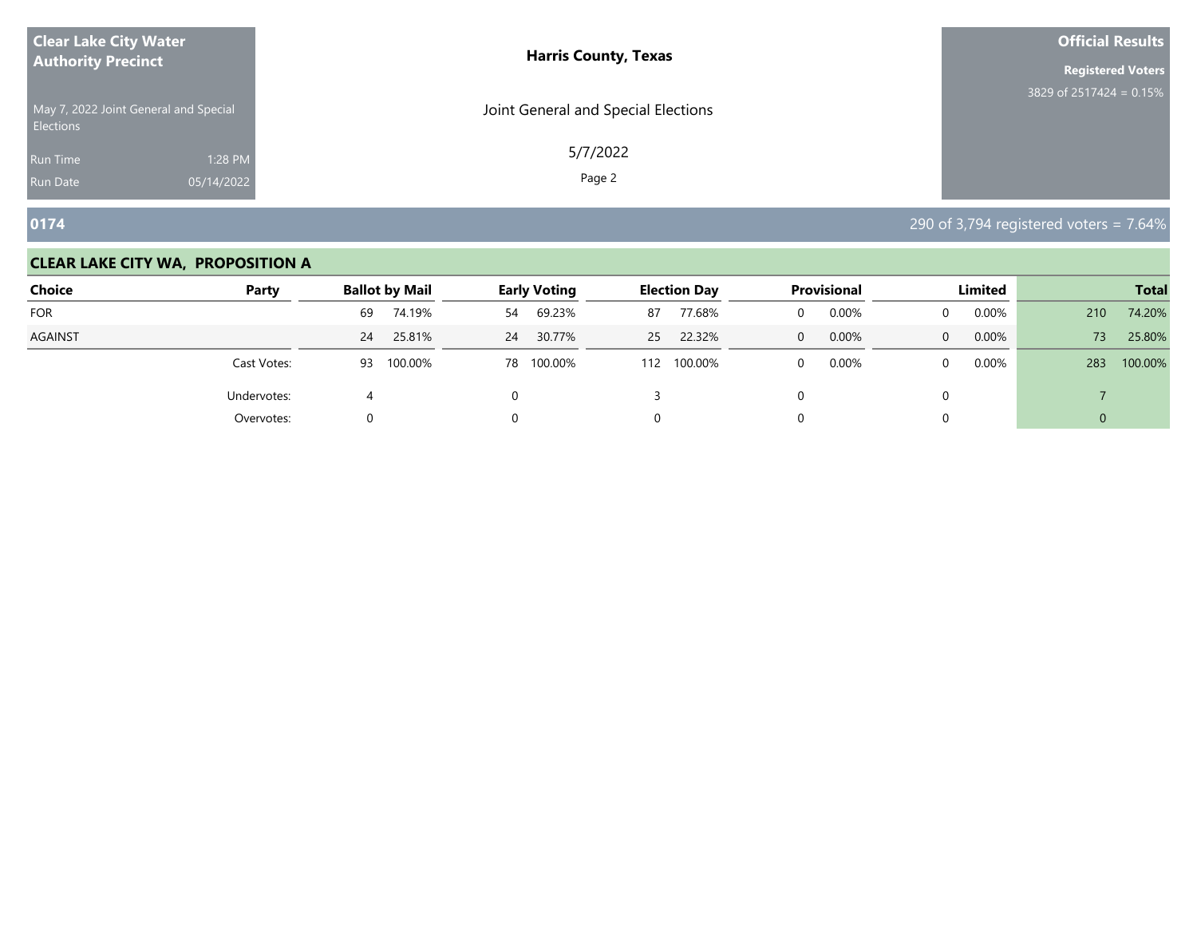**Clear Lake City Water Authority Precinct**

May 7, 2022 Joint General and Special Elections

Run Time 1:28 PM
Run Date 05/14/2022

**Harris County, Texas**

Joint General and Special Elections

5/7/2022

**Official Results**

**Registered Voters**
3829 of 2517424 = 0.15%

## 0174

290 of 3,794 registered voters = 7.64%

### CLEAR LAKE CITY WA, PROPOSITION A

| Choice | Party | Ballot by Mail | | Early Voting | | Election Day | | Provisional | | Limited | | Total | |
|---|---|---|---|---|---|---|---|---|---|---|---|---|---|
| FOR | | 69 | 74.19% | 54 | 69.23% | 87 | 77.68% | 0 | 0.00% | 0 | 0.00% | 210 | 74.20% |
| AGAINST | | 24 | 25.81% | 24 | 30.77% | 25 | 22.32% | 0 | 0.00% | 0 | 0.00% | 73 | 25.80% |
| | Cast Votes: | 93 | 100.00% | 78 | 100.00% | 112 | 100.00% | 0 | 0.00% | 0 | 0.00% | 283 | 100.00% |
| | Undervotes: | 4 | | 0 | | 3 | | 0 | | 0 | | 7 | |
| | Overvotes: | 0 | | 0 | | 0 | | 0 | | 0 | | 0 | |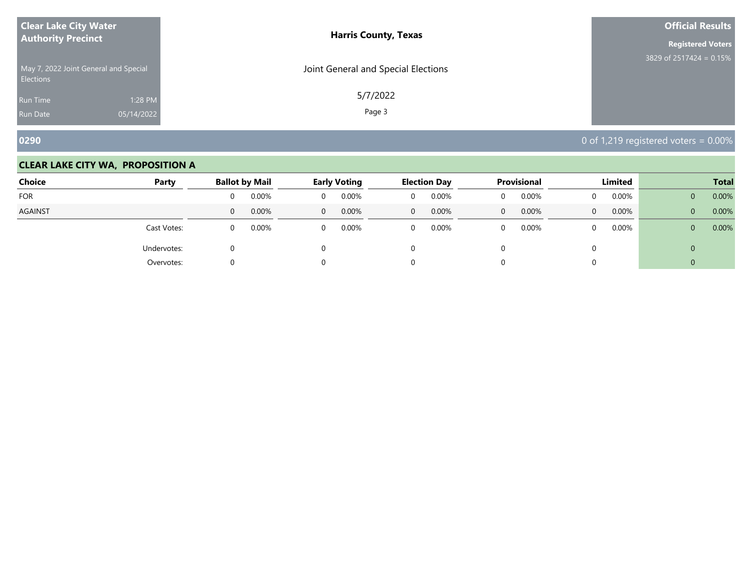**Clear Lake City Water Authority Precinct**

May 7, 2022 Joint General and Special Elections

Run Time 1:28 PM
Run Date 05/14/2022

**Harris County, Texas**

Joint General and Special Elections

5/7/2022

**Official Results**

**Registered Voters**
3829 of 2517424 = 0.15%

## 0290

0 of 1,219 registered voters = 0.00%

### CLEAR LAKE CITY WA, PROPOSITION A

| Choice | Party | Ballot by Mail | | Early Voting | | Election Day | | Provisional | | Limited | | Total | |
|---|---|---|---|---|---|---|---|---|---|---|---|---|---|
| FOR | | 0 | 0.00% | 0 | 0.00% | 0 | 0.00% | 0 | 0.00% | 0 | 0.00% | 0 | 0.00% |
| AGAINST | | 0 | 0.00% | 0 | 0.00% | 0 | 0.00% | 0 | 0.00% | 0 | 0.00% | 0 | 0.00% |
| | Cast Votes: | 0 | 0.00% | 0 | 0.00% | 0 | 0.00% | 0 | 0.00% | 0 | 0.00% | 0 | 0.00% |
| | Undervotes: | 0 | | 0 | | 0 | | 0 | | 0 | | 0 | |
| | Overvotes: | 0 | | 0 | | 0 | | 0 | | 0 | | 0 | |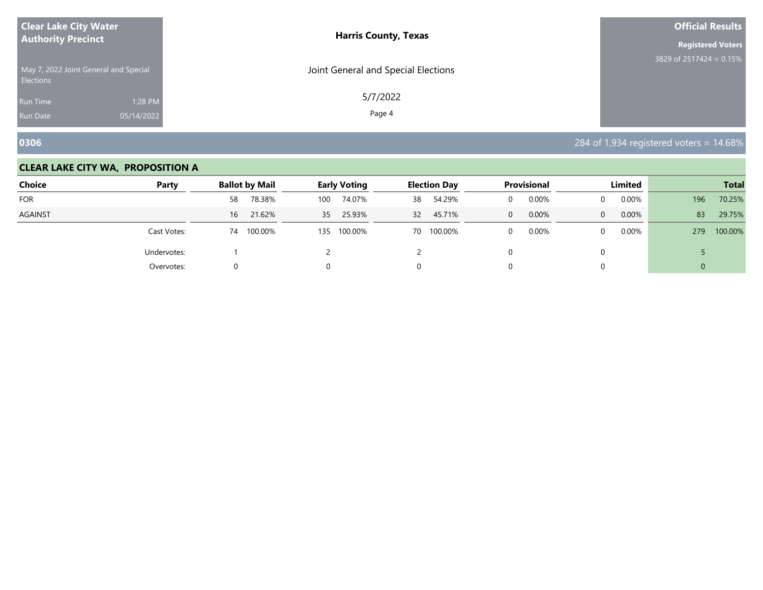**Clear Lake City Water Authority Precinct**

May 7, 2022 Joint General and Special Elections

Run Time 1:28 PM

Run Date 05/14/2022

**Harris County, Texas**

Joint General and Special Elections

5/7/2022

**Official Results**

**Registered Voters**

3829 of 2517424 = 0.15%

## 0306

284 of 1,934 registered voters = 14.68%

### CLEAR LAKE CITY WA, PROPOSITION A

| Choice | Party | Ballot by Mail | | Early Voting | | Election Day | | Provisional | | Limited | | Total | |
|---|---|---|---|---|---|---|---|---|---|---|---|---|---|
| FOR | | 58 | 78.38% | 100 | 74.07% | 38 | 54.29% | 0 | 0.00% | 0 | 0.00% | 196 | 70.25% |
| AGAINST | | 16 | 21.62% | 35 | 25.93% | 32 | 45.71% | 0 | 0.00% | 0 | 0.00% | 83 | 29.75% |
| | Cast Votes: | 74 | 100.00% | 135 | 100.00% | 70 | 100.00% | 0 | 0.00% | 0 | 0.00% | 279 | 100.00% |
| | Undervotes: | 1 | | 2 | | 2 | | 0 | | 0 | | 5 | |
| | Overvotes: | 0 | | 0 | | 0 | | 0 | | 0 | | 0 | |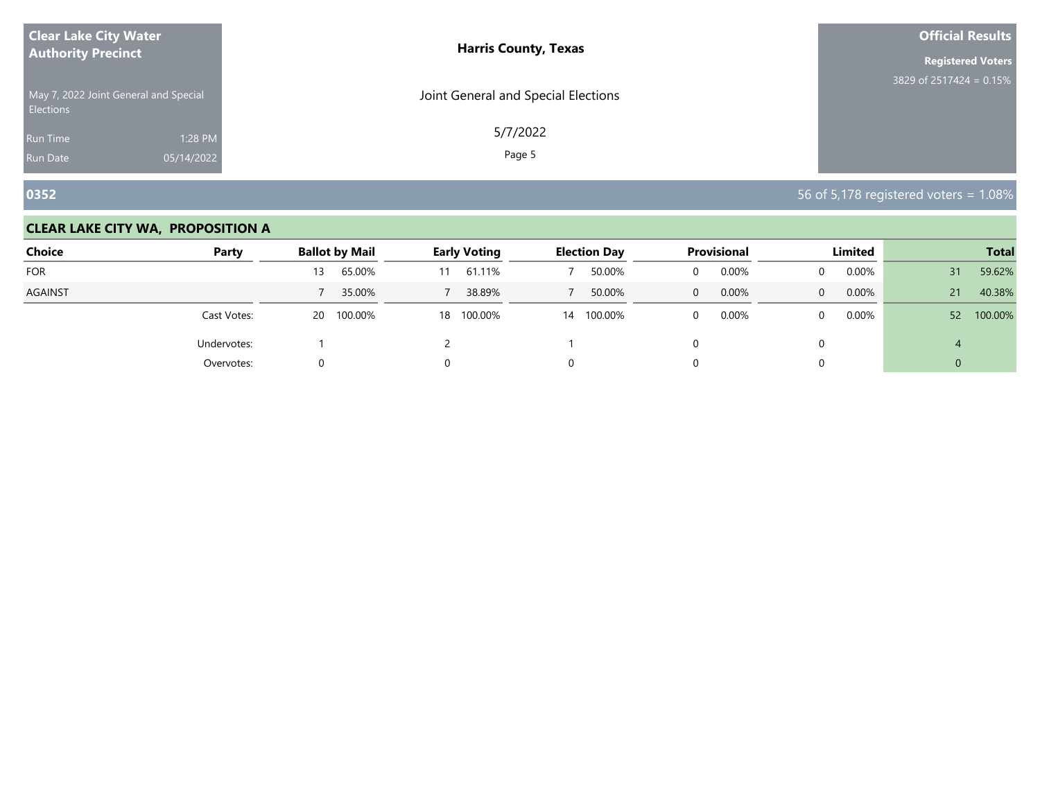## 0352

56 of 5,178 registered voters = 1.08%

### CLEAR LAKE CITY WA, PROPOSITION A

| Choice | Party | Ballot by Mail | | Early Voting | | Election Day | | Provisional | | Limited | | Total | |
|---|---|---|---|---|---|---|---|---|---|---|---|---|---|
| FOR | | 13 | 65.00% | 11 | 61.11% | 7 | 50.00% | 0 | 0.00% | 0 | 0.00% | 31 | 59.62% |
| AGAINST | | 7 | 35.00% | 7 | 38.89% | 7 | 50.00% | 0 | 0.00% | 0 | 0.00% | 21 | 40.38% |
| | Cast Votes: | 20 | 100.00% | 18 | 100.00% | 14 | 100.00% | 0 | 0.00% | 0 | 0.00% | 52 | 100.00% |
| | Undervotes: | 1 | | 2 | | 1 | | 0 | | 0 | | 4 | |
| | Overvotes: | 0 | | 0 | | 0 | | 0 | | 0 | | 0 | |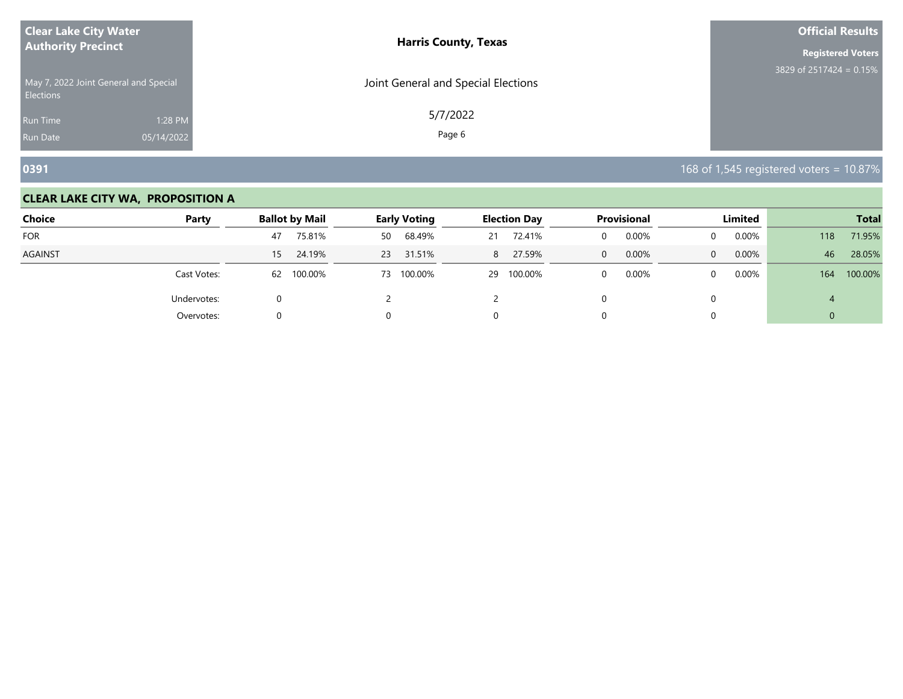**Clear Lake City Water Authority Precinct**

May 7, 2022 Joint General and Special Elections

Run Time 1:28 PM
Run Date 05/14/2022

**Harris County, Texas**

Joint General and Special Elections

5/7/2022

**Official Results**

**Registered Voters**
3829 of 2517424 = 0.15%

## 0391

168 of 1,545 registered voters = 10.87%

### CLEAR LAKE CITY WA, PROPOSITION A

| Choice | Party | Ballot by Mail | | Early Voting | | Election Day | | Provisional | | Limited | | Total | |
|---|---|---|---|---|---|---|---|---|---|---|---|---|---|
| FOR | | 47 | 75.81% | 50 | 68.49% | 21 | 72.41% | 0 | 0.00% | 0 | 0.00% | 118 | 71.95% |
| AGAINST | | 15 | 24.19% | 23 | 31.51% | 8 | 27.59% | 0 | 0.00% | 0 | 0.00% | 46 | 28.05% |
| | Cast Votes: | 62 | 100.00% | 73 | 100.00% | 29 | 100.00% | 0 | 0.00% | 0 | 0.00% | 164 | 100.00% |
| | Undervotes: | 0 | | 2 | | 2 | | 0 | | 0 | | 4 | |
| | Overvotes: | 0 | | 0 | | 0 | | 0 | | 0 | | 0 | |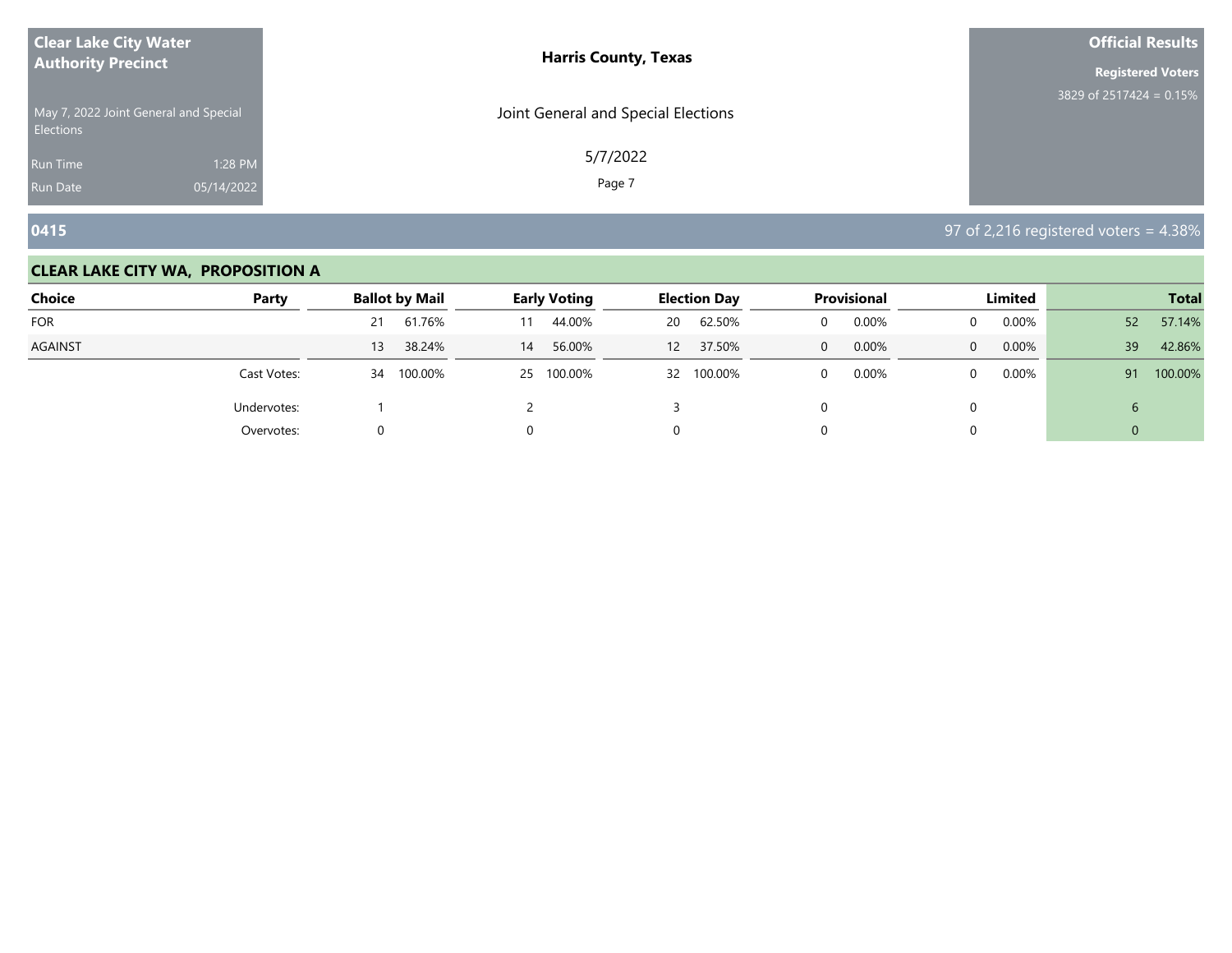**Clear Lake City Water Authority Precinct**

May 7, 2022 Joint General and Special Elections

Run Time 1:28 PM
Run Date 05/14/2022

**Harris County, Texas**

Joint General and Special Elections

5/7/2022

**Official Results**

**Registered Voters**
3829 of 2517424 = 0.15%

## 0415

97 of 2,216 registered voters = 4.38%

### CLEAR LAKE CITY WA, PROPOSITION A

| Choice | Party | Ballot by Mail | | Early Voting | | Election Day | | Provisional | | Limited | | Total | |
|---|---|---|---|---|---|---|---|---|---|---|---|---|---|
| FOR | | 21 | 61.76% | 11 | 44.00% | 20 | 62.50% | 0 | 0.00% | 0 | 0.00% | 52 | 57.14% |
| AGAINST | | 13 | 38.24% | 14 | 56.00% | 12 | 37.50% | 0 | 0.00% | 0 | 0.00% | 39 | 42.86% |
| | Cast Votes: | 34 | 100.00% | 25 | 100.00% | 32 | 100.00% | 0 | 0.00% | 0 | 0.00% | 91 | 100.00% |
| | Undervotes: | 1 | | 2 | | 3 | | 0 | | 0 | | 6 | |
| | Overvotes: | 0 | | 0 | | 0 | | 0 | | 0 | | 0 | |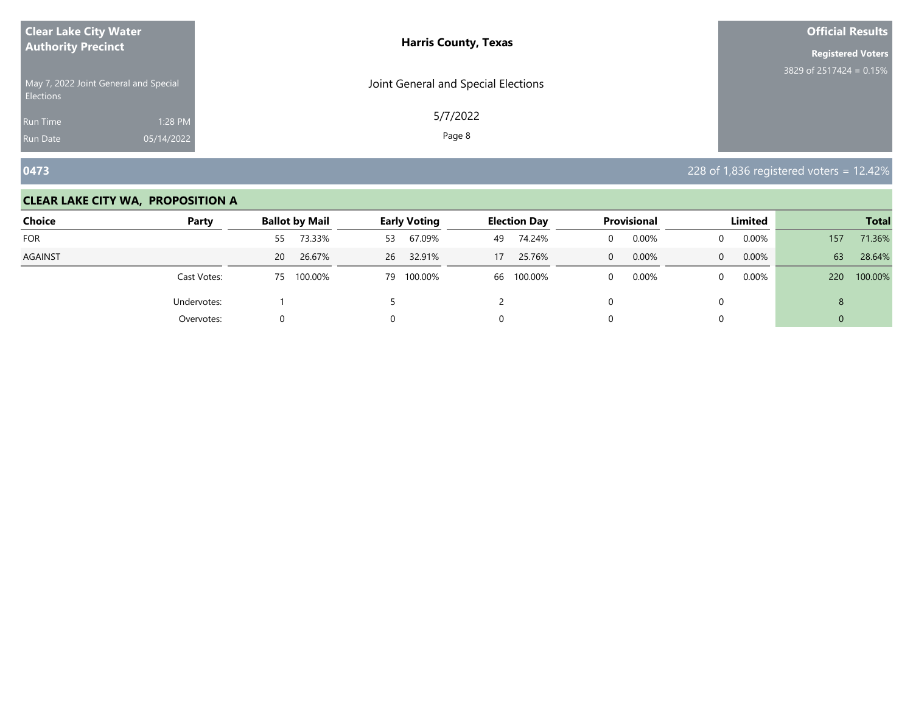**Clear Lake City Water Authority Precinct**

May 7, 2022 Joint General and Special Elections

Run Time 1:28 PM

Run Date 05/14/2022

**Harris County, Texas**

Joint General and Special Elections

5/7/2022

**Official Results**

**Registered Voters**

3829 of 2517424 = 0.15%

## 0473

228 of 1,836 registered voters = 12.42%

### CLEAR LAKE CITY WA, PROPOSITION A

| Choice | Party | Ballot by Mail | | Early Voting | | Election Day | | Provisional | | Limited | | Total | |
|---|---|---|---|---|---|---|---|---|---|---|---|---|---|
| FOR | | 55 | 73.33% | 53 | 67.09% | 49 | 74.24% | 0 | 0.00% | 0 | 0.00% | 157 | 71.36% |
| AGAINST | | 20 | 26.67% | 26 | 32.91% | 17 | 25.76% | 0 | 0.00% | 0 | 0.00% | 63 | 28.64% |
| | Cast Votes: | 75 | 100.00% | 79 | 100.00% | 66 | 100.00% | 0 | 0.00% | 0 | 0.00% | 220 | 100.00% |
| | Undervotes: | 1 | | 5 | | 2 | | 0 | | 0 | | 8 | |
| | Overvotes: | 0 | | 0 | | 0 | | 0 | | 0 | | 0 | |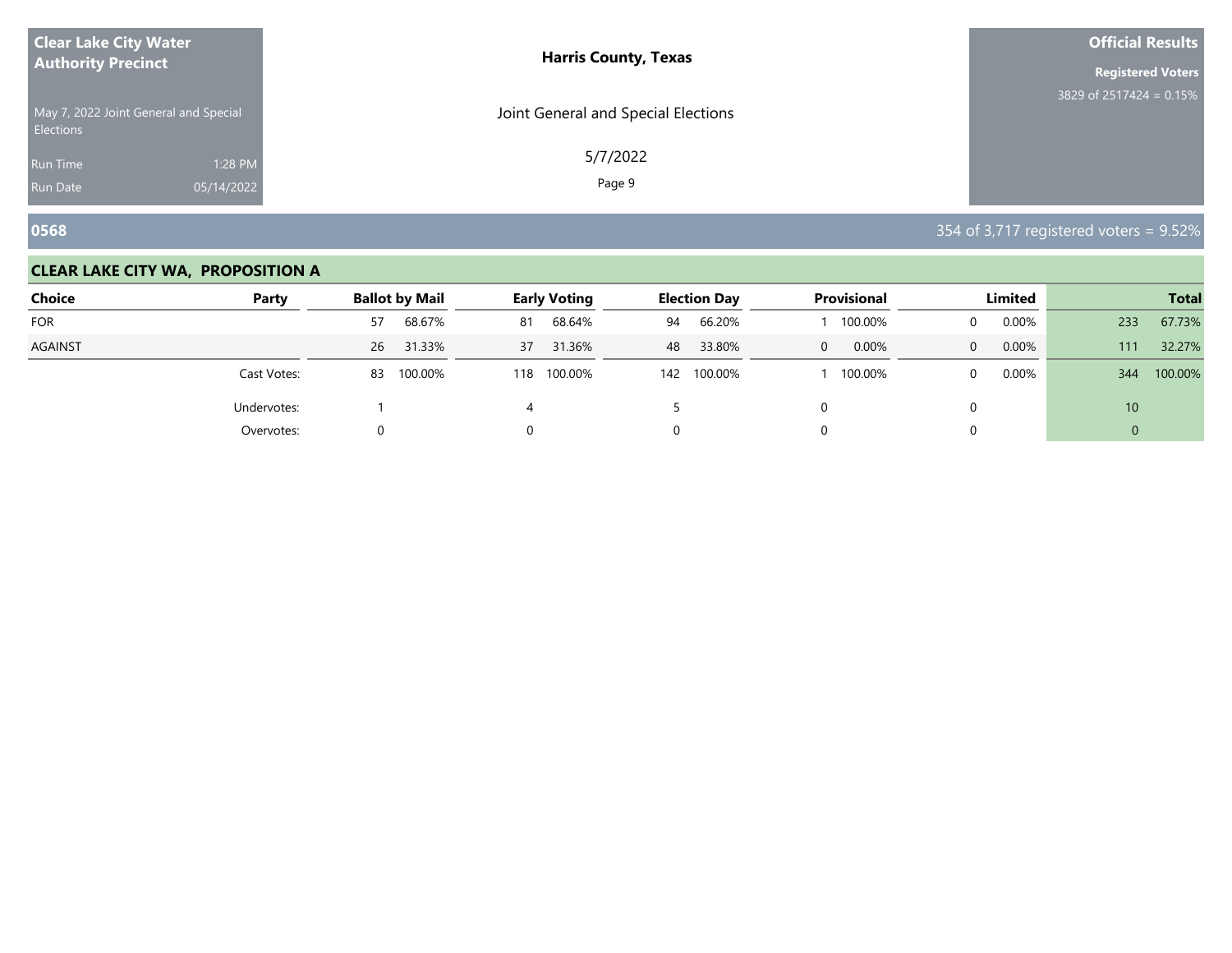**Clear Lake City Water Authority Precinct**

May 7, 2022 Joint General and Special Elections

Run Time 1:28 PM
Run Date 05/14/2022

**Harris County, Texas**

Joint General and Special Elections

5/7/2022

**Official Results**

**Registered Voters**
3829 of 2517424 = 0.15%

## 0568

354 of 3,717 registered voters = 9.52%

### CLEAR LAKE CITY WA, PROPOSITION A

| Choice | Party | Ballot by Mail | | Early Voting | | Election Day | | Provisional | | Limited | | Total | |
|---|---|---|---|---|---|---|---|---|---|---|---|---|---|
| FOR | | 57 | 68.67% | 81 | 68.64% | 94 | 66.20% | 1 | 100.00% | 0 | 0.00% | 233 | 67.73% |
| AGAINST | | 26 | 31.33% | 37 | 31.36% | 48 | 33.80% | 0 | 0.00% | 0 | 0.00% | 111 | 32.27% |
| | Cast Votes: | 83 | 100.00% | 118 | 100.00% | 142 | 100.00% | 1 | 100.00% | 0 | 0.00% | 344 | 100.00% |
| | Undervotes: | 1 | | 4 | | 5 | | 0 | | 0 | | 10 | |
| | Overvotes: | 0 | | 0 | | 0 | | 0 | | 0 | | 0 | |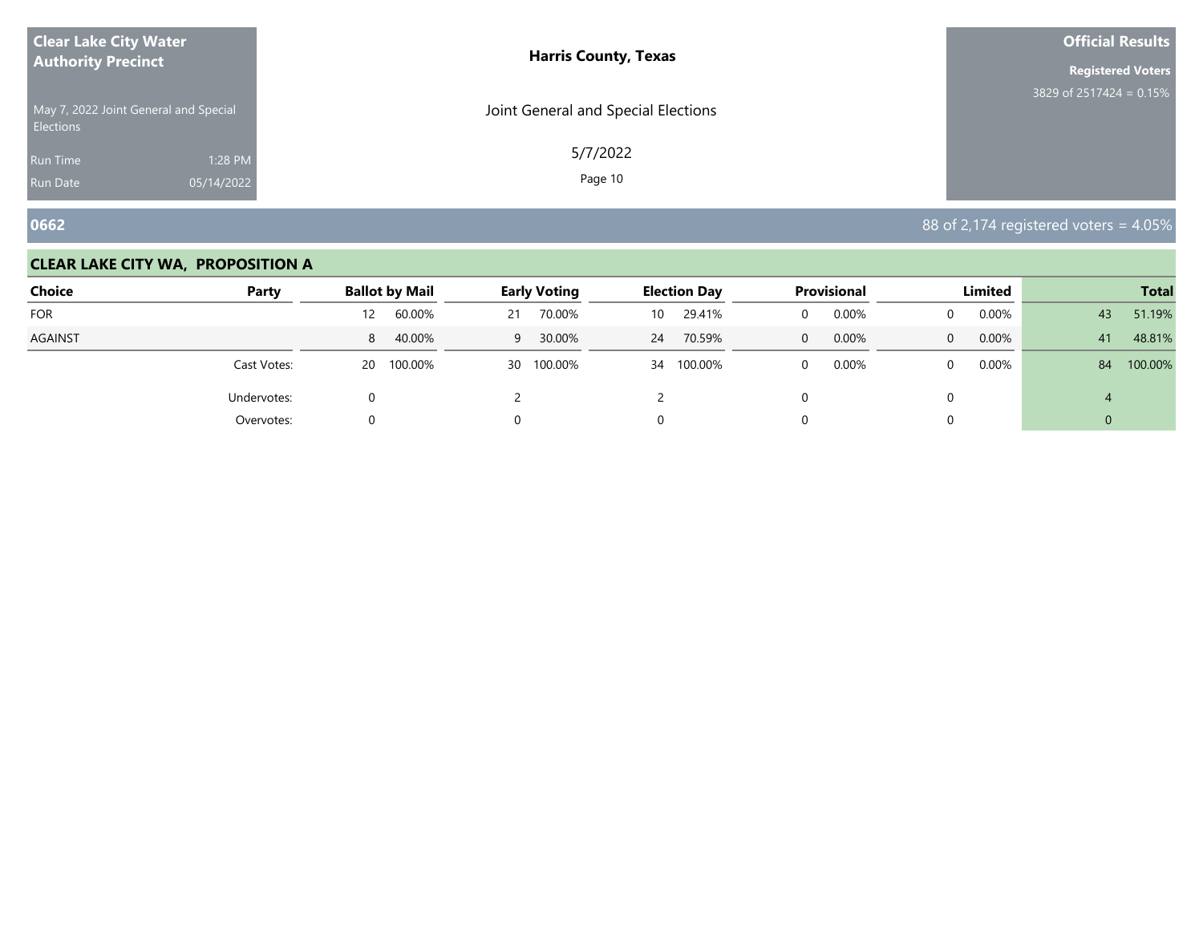**Clear Lake City Water Authority Precinct**

May 7, 2022 Joint General and Special Elections

Run Time 1:28 PM
Run Date 05/14/2022

**Harris County, Texas**

Joint General and Special Elections

5/7/2022

**Official Results**

**Registered Voters**
3829 of 2517424 = 0.15%

## 0662

88 of 2,174 registered voters = 4.05%

### CLEAR LAKE CITY WA, PROPOSITION A

| Choice | Party | Ballot by Mail | | Early Voting | | Election Day | | Provisional | | Limited | | Total | |
|---|---|---|---|---|---|---|---|---|---|---|---|---|---|
| FOR | | 12 | 60.00% | 21 | 70.00% | 10 | 29.41% | 0 | 0.00% | 0 | 0.00% | 43 | 51.19% |
| AGAINST | | 8 | 40.00% | 9 | 30.00% | 24 | 70.59% | 0 | 0.00% | 0 | 0.00% | 41 | 48.81% |
| | Cast Votes: | 20 | 100.00% | 30 | 100.00% | 34 | 100.00% | 0 | 0.00% | 0 | 0.00% | 84 | 100.00% |
| | Undervotes: | 0 | | 2 | | 2 | | 0 | | 0 | | 4 | |
| | Overvotes: | 0 | | 0 | | 0 | | 0 | | 0 | | 0 | |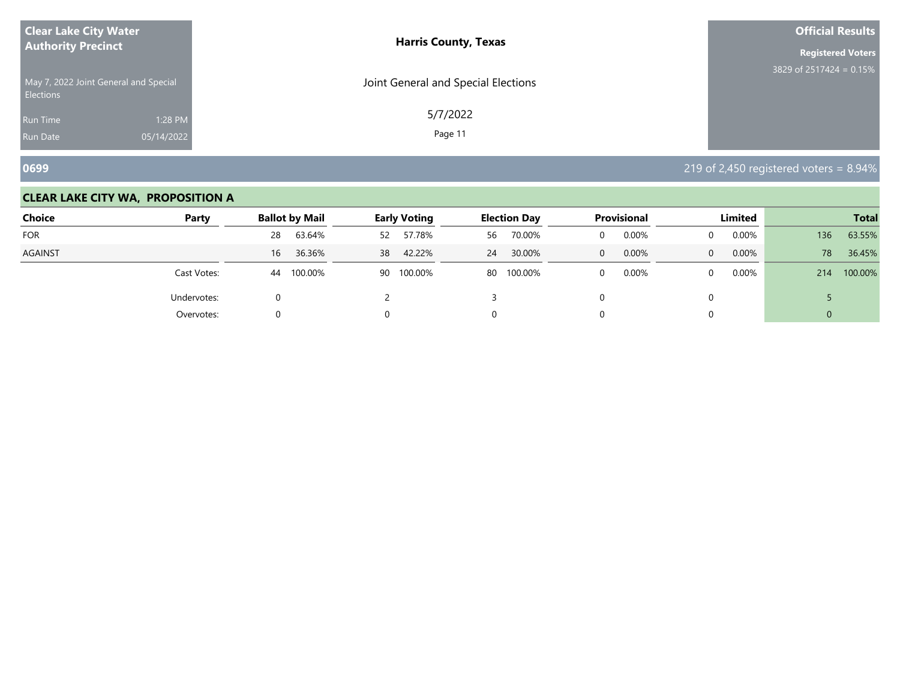**Clear Lake City Water Authority Precinct**

May 7, 2022 Joint General and Special Elections

Run Time 1:28 PM
Run Date 05/14/2022

**Harris County, Texas**

Joint General and Special Elections

5/7/2022

**Official Results**

**Registered Voters**
3829 of 2517424 = 0.15%

## 0699

219 of 2,450 registered voters = 8.94%

### CLEAR LAKE CITY WA, PROPOSITION A

| Choice | Party | Ballot by Mail | | Early Voting | | Election Day | | Provisional | | Limited | | Total | |
|---|---|---|---|---|---|---|---|---|---|---|---|---|---|
| FOR | | 28 | 63.64% | 52 | 57.78% | 56 | 70.00% | 0 | 0.00% | 0 | 0.00% | 136 | 63.55% |
| AGAINST | | 16 | 36.36% | 38 | 42.22% | 24 | 30.00% | 0 | 0.00% | 0 | 0.00% | 78 | 36.45% |
| | Cast Votes: | 44 | 100.00% | 90 | 100.00% | 80 | 100.00% | 0 | 0.00% | 0 | 0.00% | 214 | 100.00% |
| | Undervotes: | 0 | | 2 | | 3 | | 0 | | 0 | | 5 | |
| | Overvotes: | 0 | | 0 | | 0 | | 0 | | 0 | | 0 | |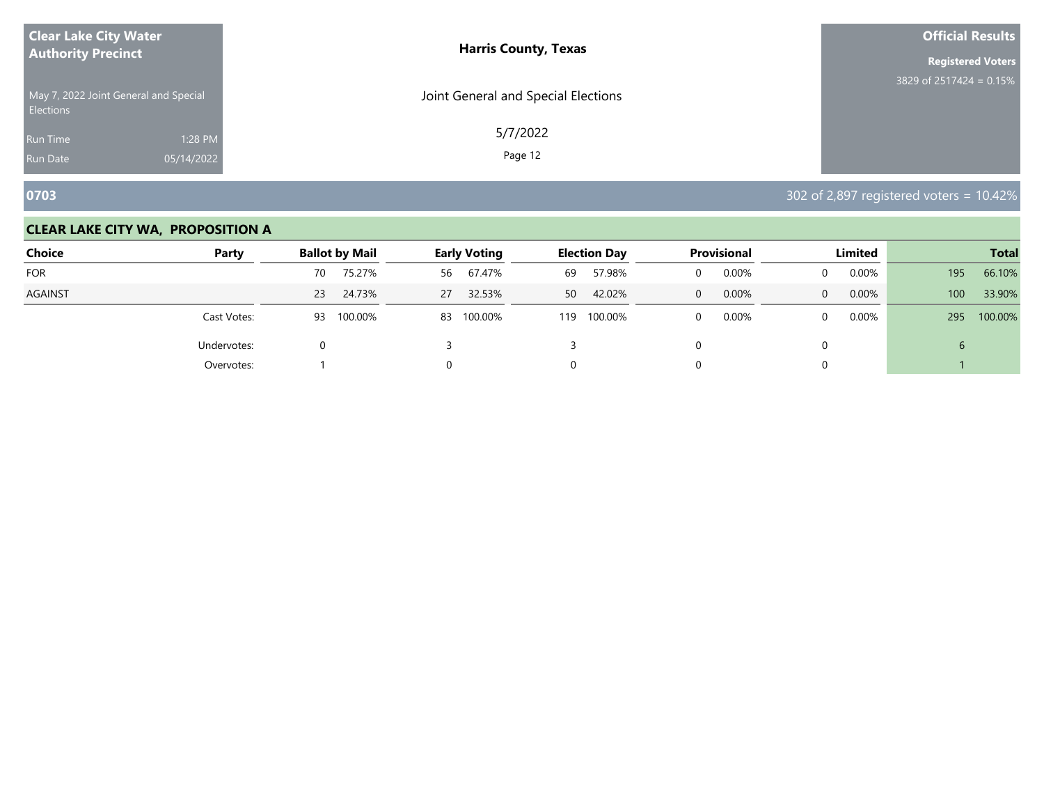**Clear Lake City Water Authority Precinct**

May 7, 2022 Joint General and Special Elections

Run Time 1:28 PM
Run Date 05/14/2022

**Harris County, Texas**

Joint General and Special Elections

5/7/2022

**Official Results**

**Registered Voters**

3829 of 2517424 = 0.15%

## 0703

302 of 2,897 registered voters = 10.42%

### CLEAR LAKE CITY WA, PROPOSITION A

| Choice | Party | Ballot by Mail | | Early Voting | | Election Day | | Provisional | | Limited | | Total | |
|---|---|---|---|---|---|---|---|---|---|---|---|---|---|
| FOR | | 70 | 75.27% | 56 | 67.47% | 69 | 57.98% | 0 | 0.00% | 0 | 0.00% | 195 | 66.10% |
| AGAINST | | 23 | 24.73% | 27 | 32.53% | 50 | 42.02% | 0 | 0.00% | 0 | 0.00% | 100 | 33.90% |
| | Cast Votes: | 93 | 100.00% | 83 | 100.00% | 119 | 100.00% | 0 | 0.00% | 0 | 0.00% | 295 | 100.00% |
| | Undervotes: | 0 | | 3 | | 3 | | 0 | | 0 | | 6 | |
| | Overvotes: | 1 | | 0 | | 0 | | 0 | | 0 | | 1 | |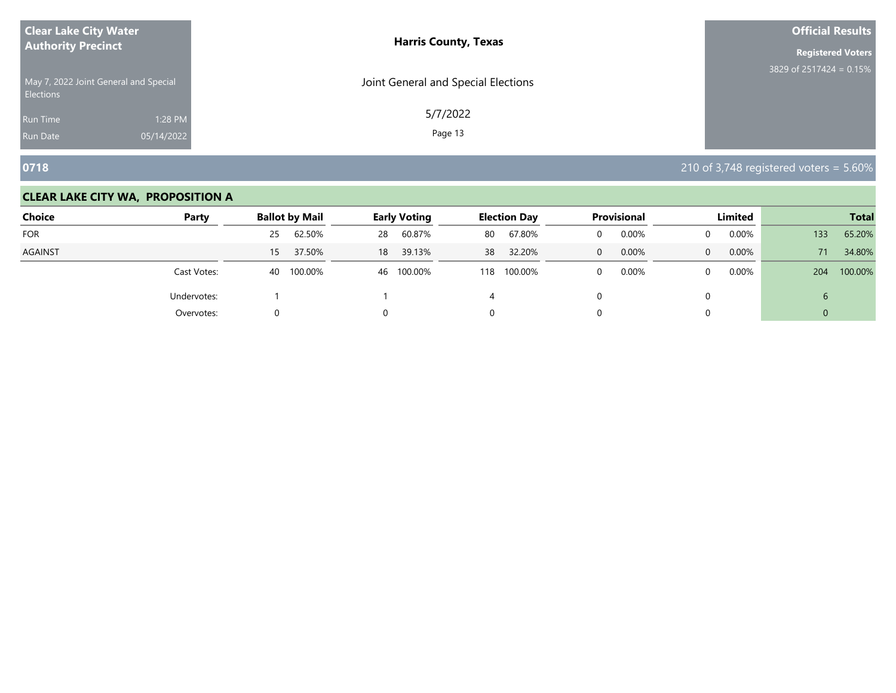**Clear Lake City Water Authority Precinct**

May 7, 2022 Joint General and Special Elections

Run Time 1:28 PM
Run Date 05/14/2022

**Harris County, Texas**

Joint General and Special Elections

5/7/2022

**Official Results**

**Registered Voters**
3829 of 2517424 = 0.15%

## 0718

210 of 3,748 registered voters = 5.60%

### CLEAR LAKE CITY WA, PROPOSITION A

| Choice | Party | Ballot by Mail | | Early Voting | | Election Day | | Provisional | | Limited | | Total | |
|---|---|---|---|---|---|---|---|---|---|---|---|---|---|
| FOR | | 25 | 62.50% | 28 | 60.87% | 80 | 67.80% | 0 | 0.00% | 0 | 0.00% | 133 | 65.20% |
| AGAINST | | 15 | 37.50% | 18 | 39.13% | 38 | 32.20% | 0 | 0.00% | 0 | 0.00% | 71 | 34.80% |
| | Cast Votes: | 40 | 100.00% | 46 | 100.00% | 118 | 100.00% | 0 | 0.00% | 0 | 0.00% | 204 | 100.00% |
| | Undervotes: | 1 | | 1 | | 4 | | 0 | | 0 | | 6 | |
| | Overvotes: | 0 | | 0 | | 0 | | 0 | | 0 | | 0 | |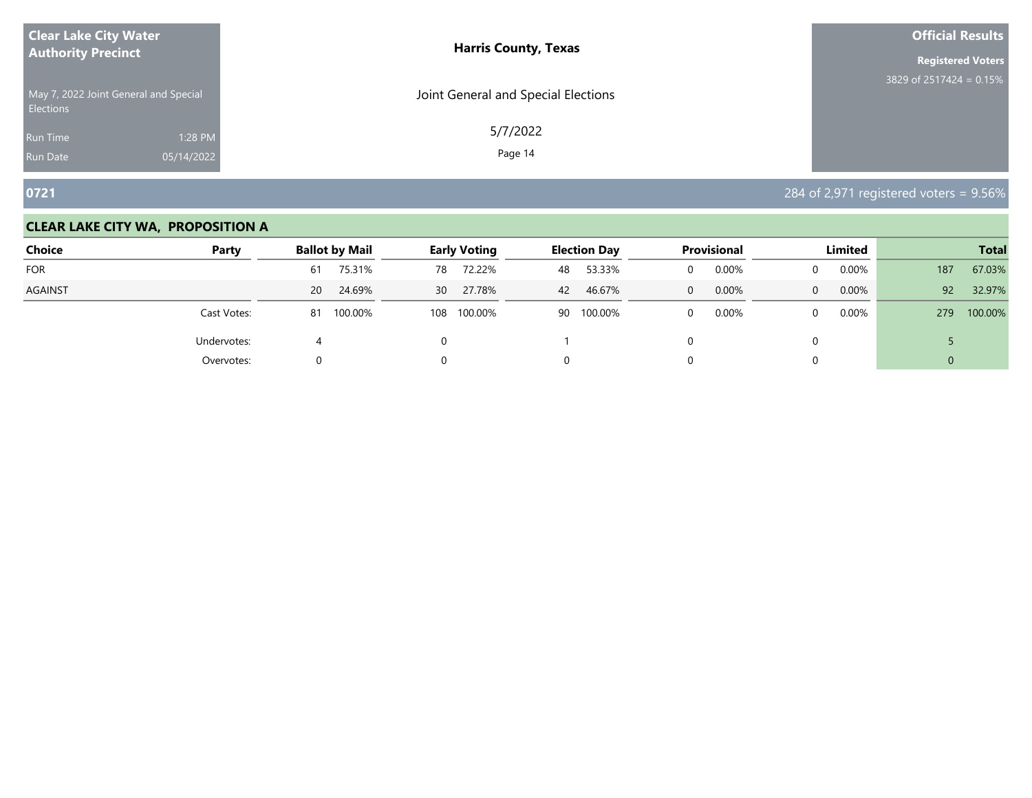**Clear Lake City Water Authority Precinct**

May 7, 2022 Joint General and Special Elections

Run Time 1:28 PM

Run Date 05/14/2022

**Harris County, Texas**

Joint General and Special Elections

5/7/2022

**Official Results**

**Registered Voters**

3829 of 2517424 = 0.15%

## 0721

284 of 2,971 registered voters = 9.56%

### CLEAR LAKE CITY WA, PROPOSITION A

| Choice | Party | Ballot by Mail | | Early Voting | | Election Day | | Provisional | | Limited | | Total | |
|---|---|---|---|---|---|---|---|---|---|---|---|---|---|
| FOR | | 61 | 75.31% | 78 | 72.22% | 48 | 53.33% | 0 | 0.00% | 0 | 0.00% | 187 | 67.03% |
| AGAINST | | 20 | 24.69% | 30 | 27.78% | 42 | 46.67% | 0 | 0.00% | 0 | 0.00% | 92 | 32.97% |
| | Cast Votes: | 81 | 100.00% | 108 | 100.00% | 90 | 100.00% | 0 | 0.00% | 0 | 0.00% | 279 | 100.00% |
| | Undervotes: | 4 | | 0 | | 1 | | 0 | | 0 | | 5 | |
| | Overvotes: | 0 | | 0 | | 0 | | 0 | | 0 | | 0 | |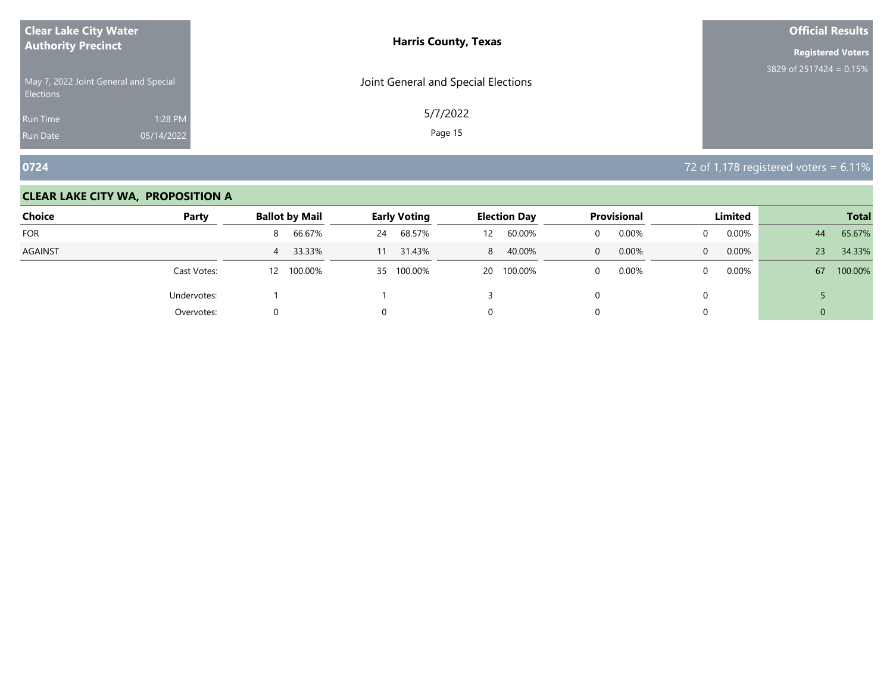**Clear Lake City Water Authority Precinct**

May 7, 2022 Joint General and Special Elections

Run Time 1:28 PM
Run Date 05/14/2022

**Harris County, Texas**

Joint General and Special Elections

5/7/2022

**Official Results**

**Registered Voters**
3829 of 2517424 = 0.15%

## 0724

72 of 1,178 registered voters = 6.11%

### CLEAR LAKE CITY WA, PROPOSITION A

| Choice | Party | Ballot by Mail | | Early Voting | | Election Day | | Provisional | | Limited | | Total | |
|---|---|---|---|---|---|---|---|---|---|---|---|---|---|
| FOR | | 8 | 66.67% | 24 | 68.57% | 12 | 60.00% | 0 | 0.00% | 0 | 0.00% | 44 | 65.67% |
| AGAINST | | 4 | 33.33% | 11 | 31.43% | 8 | 40.00% | 0 | 0.00% | 0 | 0.00% | 23 | 34.33% |
| | Cast Votes: | 12 | 100.00% | 35 | 100.00% | 20 | 100.00% | 0 | 0.00% | 0 | 0.00% | 67 | 100.00% |
| | Undervotes: | 1 | | 1 | | 3 | | 0 | | 0 | | 5 | |
| | Overvotes: | 0 | | 0 | | 0 | | 0 | | 0 | | 0 | |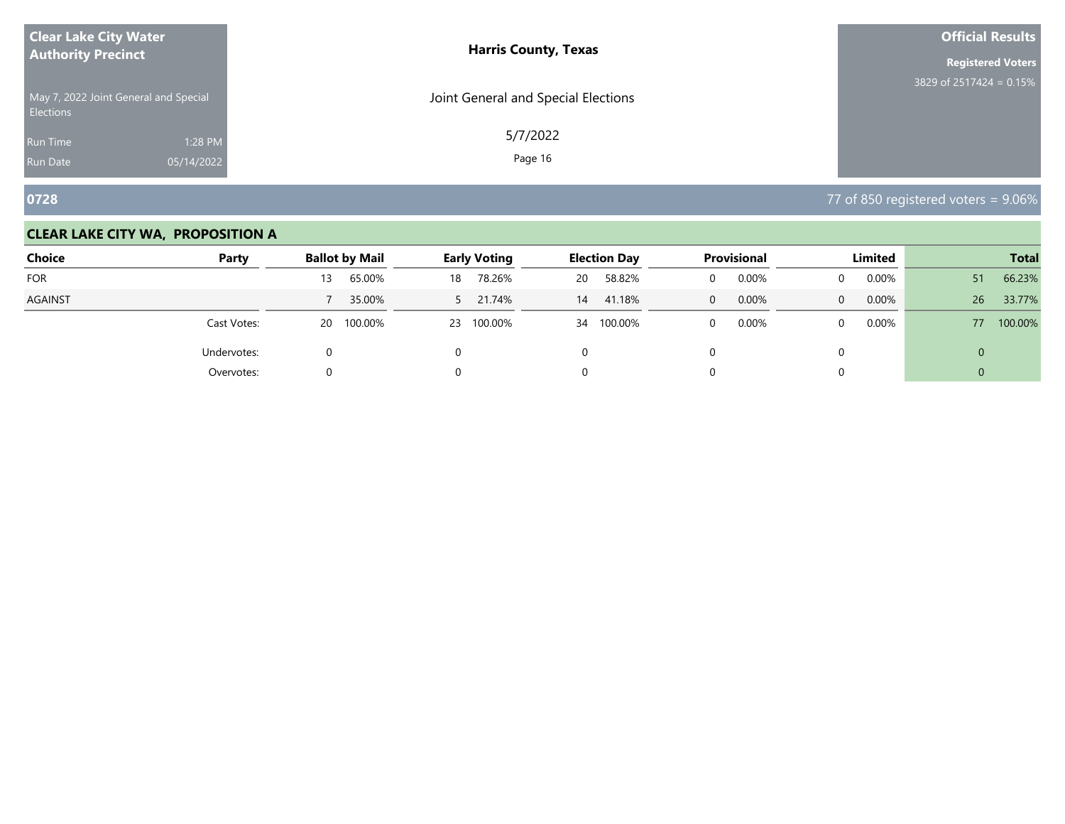**Clear Lake City Water Authority Precinct**

May 7, 2022 Joint General and Special Elections

Run Time 1:28 PM

Run Date 05/14/2022

**Harris County, Texas**

Joint General and Special Elections

5/7/2022

**Official Results**

**Registered Voters**

3829 of 2517424 = 0.15%

## 0728

77 of 850 registered voters = 9.06%

### CLEAR LAKE CITY WA, PROPOSITION A

| Choice | Party | Ballot by Mail | | Early Voting | | Election Day | | Provisional | | Limited | | Total | |
|---|---|---|---|---|---|---|---|---|---|---|---|---|---|
| FOR | | 13 | 65.00% | 18 | 78.26% | 20 | 58.82% | 0 | 0.00% | 0 | 0.00% | 51 | 66.23% |
| AGAINST | | 7 | 35.00% | 5 | 21.74% | 14 | 41.18% | 0 | 0.00% | 0 | 0.00% | 26 | 33.77% |
| | Cast Votes: | 20 | 100.00% | 23 | 100.00% | 34 | 100.00% | 0 | 0.00% | 0 | 0.00% | 77 | 100.00% |
| | Undervotes: | 0 | | 0 | | 0 | | 0 | | 0 | | 0 | |
| | Overvotes: | 0 | | 0 | | 0 | | 0 | | 0 | | 0 | |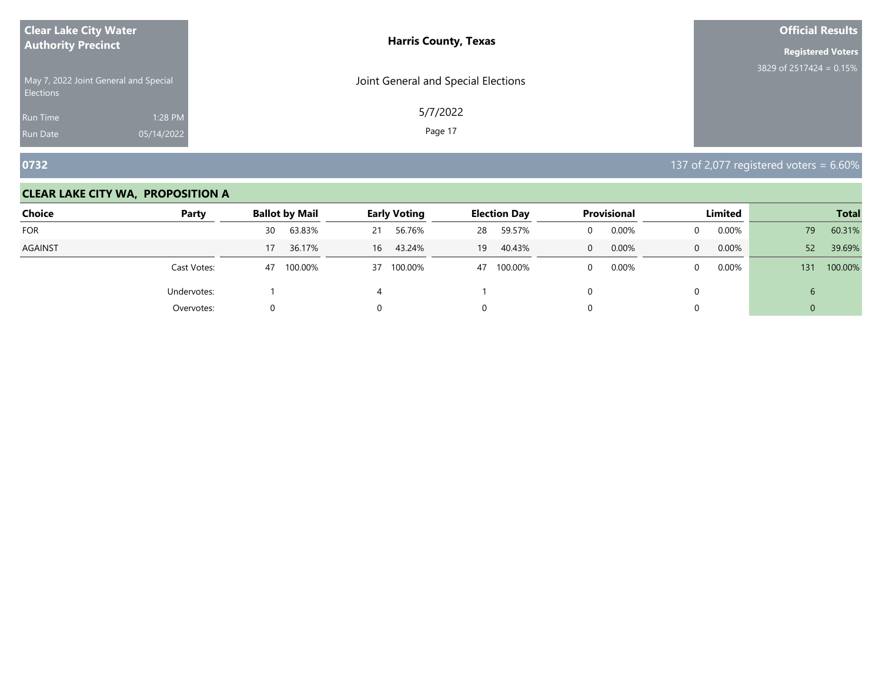**Clear Lake City Water Authority Precinct**

May 7, 2022 Joint General and Special Elections

Run Time 1:28 PM
Run Date 05/14/2022

**Harris County, Texas**

Joint General and Special Elections

5/7/2022

**Official Results**

**Registered Voters**

3829 of 2517424 = 0.15%

## 0732

137 of 2,077 registered voters = 6.60%

### CLEAR LAKE CITY WA, PROPOSITION A

| Choice | Party | Ballot by Mail | | Early Voting | | Election Day | | Provisional | | Limited | | Total | |
|---|---|---|---|---|---|---|---|---|---|---|---|---|---|
| FOR | | 30 | 63.83% | 21 | 56.76% | 28 | 59.57% | 0 | 0.00% | 0 | 0.00% | 79 | 60.31% |
| AGAINST | | 17 | 36.17% | 16 | 43.24% | 19 | 40.43% | 0 | 0.00% | 0 | 0.00% | 52 | 39.69% |
| | Cast Votes: | 47 | 100.00% | 37 | 100.00% | 47 | 100.00% | 0 | 0.00% | 0 | 0.00% | 131 | 100.00% |
| | Undervotes: | 1 | | 4 | | 1 | | 0 | | 0 | | 6 | |
| | Overvotes: | 0 | | 0 | | 0 | | 0 | | 0 | | 0 | |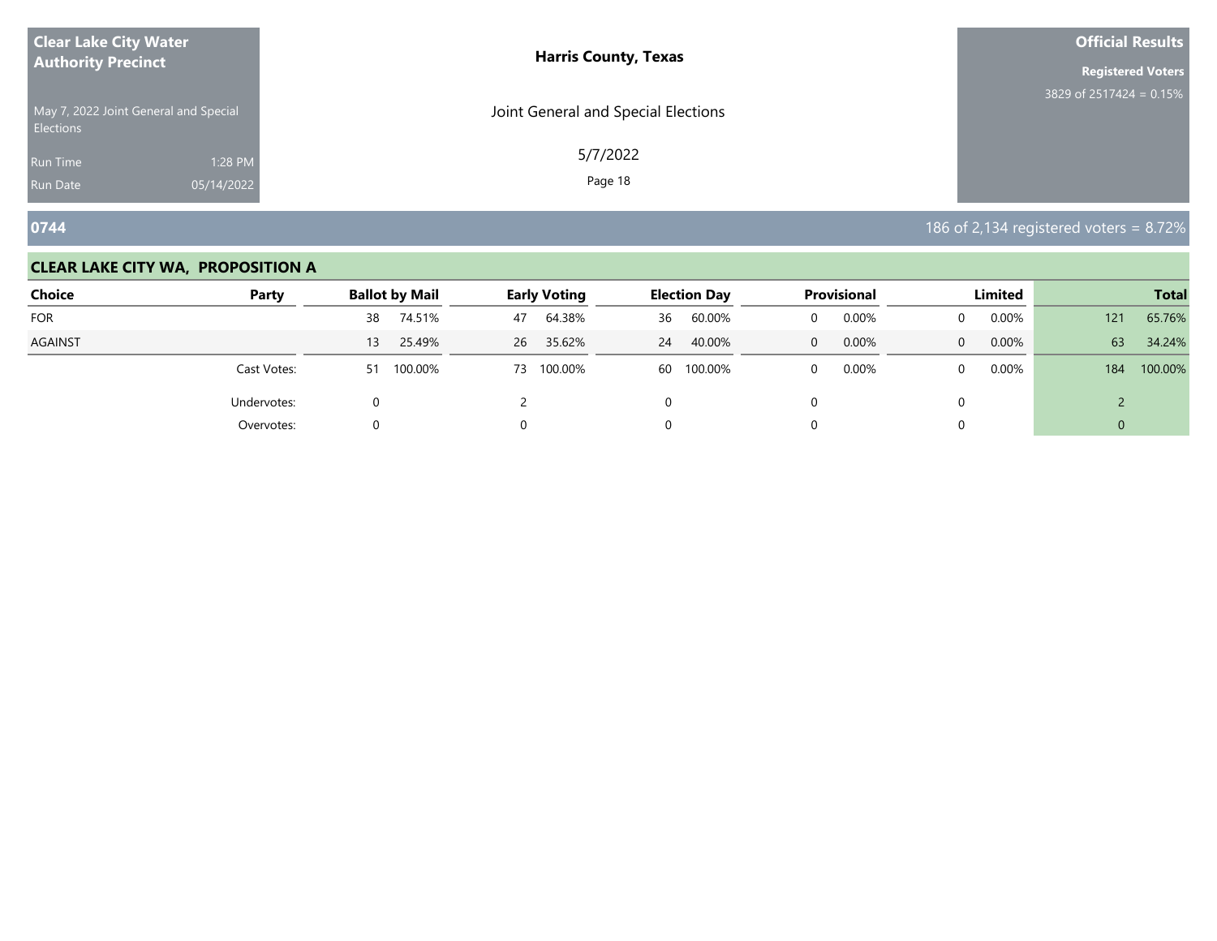**Clear Lake City Water Authority Precinct**

May 7, 2022 Joint General and Special Elections

Run Time 1:28 PM
Run Date 05/14/2022

**Harris County, Texas**

Joint General and Special Elections

5/7/2022

**Official Results**

**Registered Voters**
3829 of 2517424 = 0.15%

## 0744

186 of 2,134 registered voters = 8.72%

### CLEAR LAKE CITY WA, PROPOSITION A

| Choice | Party | Ballot by Mail | | Early Voting | | Election Day | | Provisional | | Limited | | Total | |
|---|---|---|---|---|---|---|---|---|---|---|---|---|---|
| FOR | | 38 | 74.51% | 47 | 64.38% | 36 | 60.00% | 0 | 0.00% | 0 | 0.00% | 121 | 65.76% |
| AGAINST | | 13 | 25.49% | 26 | 35.62% | 24 | 40.00% | 0 | 0.00% | 0 | 0.00% | 63 | 34.24% |
| | Cast Votes: | 51 | 100.00% | 73 | 100.00% | 60 | 100.00% | 0 | 0.00% | 0 | 0.00% | 184 | 100.00% |
| | Undervotes: | 0 | | 2 | | 0 | | 0 | | 0 | | 2 | |
| | Overvotes: | 0 | | 0 | | 0 | | 0 | | 0 | | 0 | |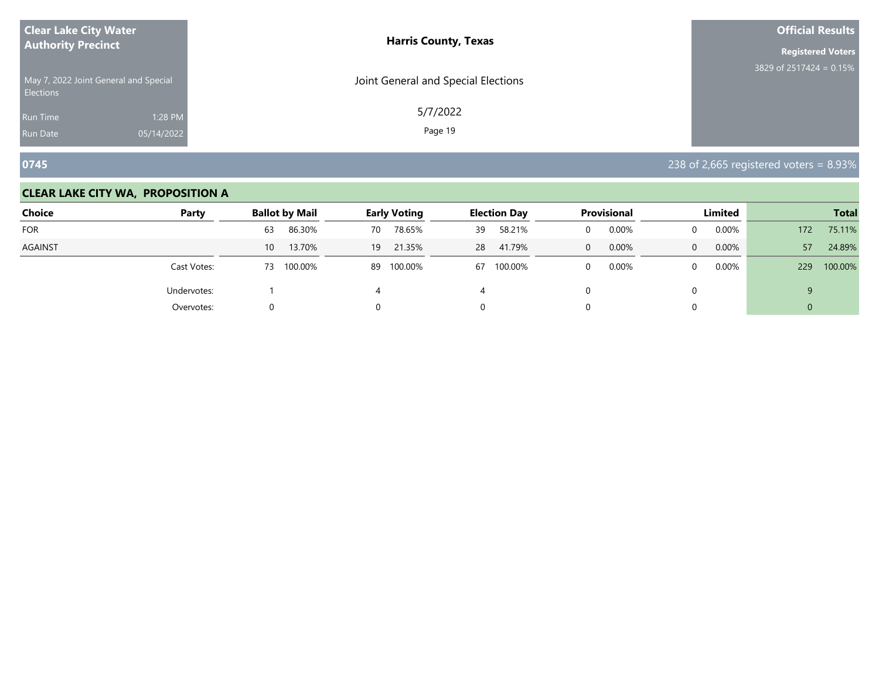**Clear Lake City Water Authority Precinct**

May 7, 2022 Joint General and Special Elections

Run Time 1:28 PM
Run Date 05/14/2022

**Harris County, Texas**

Joint General and Special Elections

5/7/2022

**Official Results**

**Registered Voters**
3829 of 2517424 = 0.15%

## 0745

238 of 2,665 registered voters = 8.93%

### CLEAR LAKE CITY WA, PROPOSITION A

| Choice | Party | Ballot by Mail | | Early Voting | | Election Day | | Provisional | | Limited | | Total | |
|---|---|---|---|---|---|---|---|---|---|---|---|---|---|
| FOR | | 63 | 86.30% | 70 | 78.65% | 39 | 58.21% | 0 | 0.00% | 0 | 0.00% | 172 | 75.11% |
| AGAINST | | 10 | 13.70% | 19 | 21.35% | 28 | 41.79% | 0 | 0.00% | 0 | 0.00% | 57 | 24.89% |
| | Cast Votes: | 73 | 100.00% | 89 | 100.00% | 67 | 100.00% | 0 | 0.00% | 0 | 0.00% | 229 | 100.00% |
| | Undervotes: | 1 | | 4 | | 4 | | 0 | | 0 | | 9 | |
| | Overvotes: | 0 | | 0 | | 0 | | 0 | | 0 | | 0 | |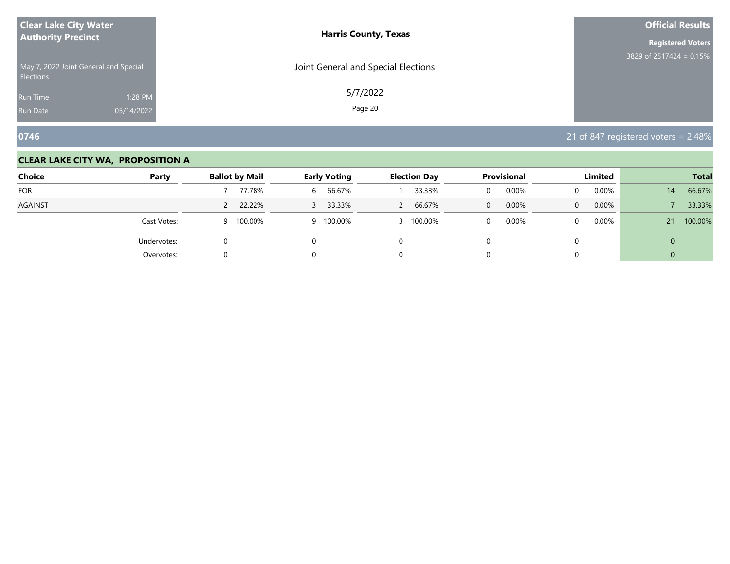**Clear Lake City Water Authority Precinct**

May 7, 2022 Joint General and Special Elections

Run Time 1:28 PM

Run Date 05/14/2022

**Harris County, Texas**

Joint General and Special Elections

5/7/2022

**Official Results**

**Registered Voters**

3829 of 2517424 = 0.15%

## 0746

21 of 847 registered voters = 2.48%

### CLEAR LAKE CITY WA, PROPOSITION A

| Choice | Party | Ballot by Mail | | Early Voting | | Election Day | | Provisional | | Limited | | Total | |
|---|---|---|---|---|---|---|---|---|---|---|---|---|---|
| FOR | | 7 | 77.78% | 6 | 66.67% | 1 | 33.33% | 0 | 0.00% | 0 | 0.00% | 14 | 66.67% |
| AGAINST | | 2 | 22.22% | 3 | 33.33% | 2 | 66.67% | 0 | 0.00% | 0 | 0.00% | 7 | 33.33% |
| | Cast Votes: | 9 | 100.00% | 9 | 100.00% | 3 | 100.00% | 0 | 0.00% | 0 | 0.00% | 21 | 100.00% |
| | Undervotes: | 0 | | 0 | | 0 | | 0 | | 0 | | 0 | |
| | Overvotes: | 0 | | 0 | | 0 | | 0 | | 0 | | 0 | |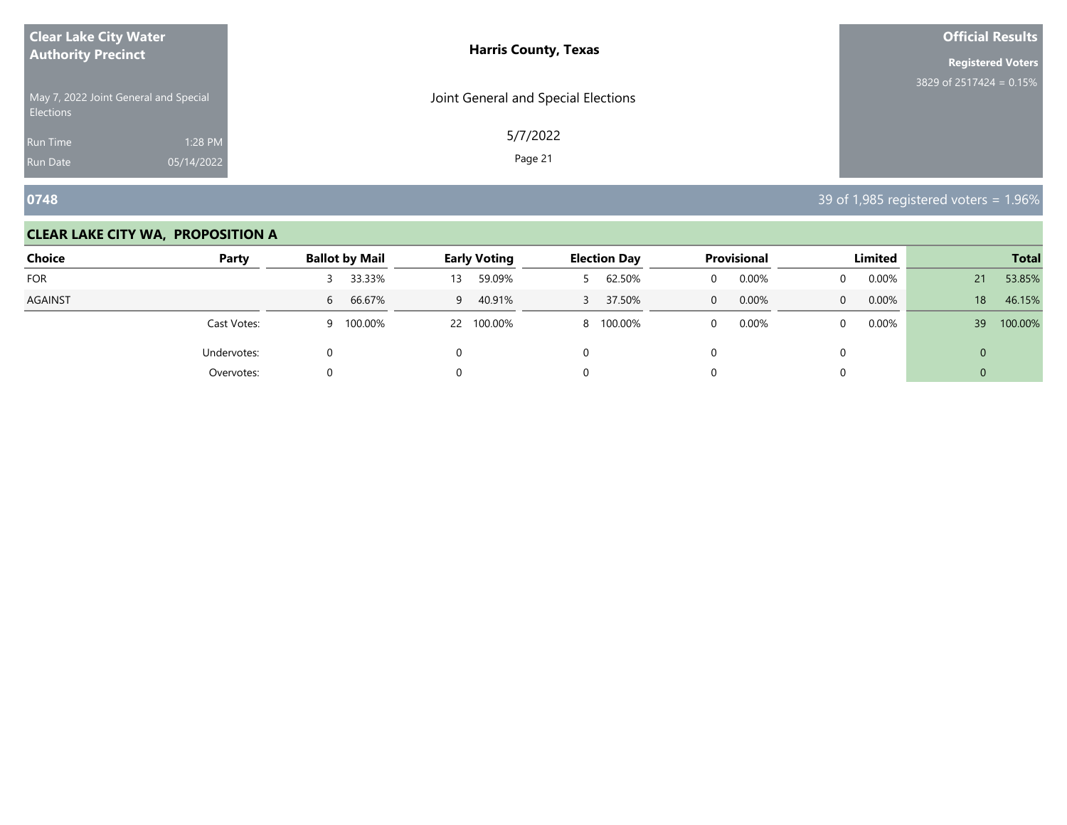**Clear Lake City Water Authority Precinct**

May 7, 2022 Joint General and Special Elections

Run Time 1:28 PM
Run Date 05/14/2022

**Harris County, Texas**

Joint General and Special Elections

5/7/2022

**Official Results**

**Registered Voters**
3829 of 2517424 = 0.15%

## 0748

39 of 1,985 registered voters = 1.96%

### CLEAR LAKE CITY WA, PROPOSITION A

| Choice | Party | Ballot by Mail | | Early Voting | | Election Day | | Provisional | | Limited | | Total | |
|---|---|---|---|---|---|---|---|---|---|---|---|---|---|
| FOR | | 3 | 33.33% | 13 | 59.09% | 5 | 62.50% | 0 | 0.00% | 0 | 0.00% | 21 | 53.85% |
| AGAINST | | 6 | 66.67% | 9 | 40.91% | 3 | 37.50% | 0 | 0.00% | 0 | 0.00% | 18 | 46.15% |
| | Cast Votes: | 9 | 100.00% | 22 | 100.00% | 8 | 100.00% | 0 | 0.00% | 0 | 0.00% | 39 | 100.00% |
| | Undervotes: | 0 | | 0 | | 0 | | 0 | | 0 | | 0 | |
| | Overvotes: | 0 | | 0 | | 0 | | 0 | | 0 | | 0 | |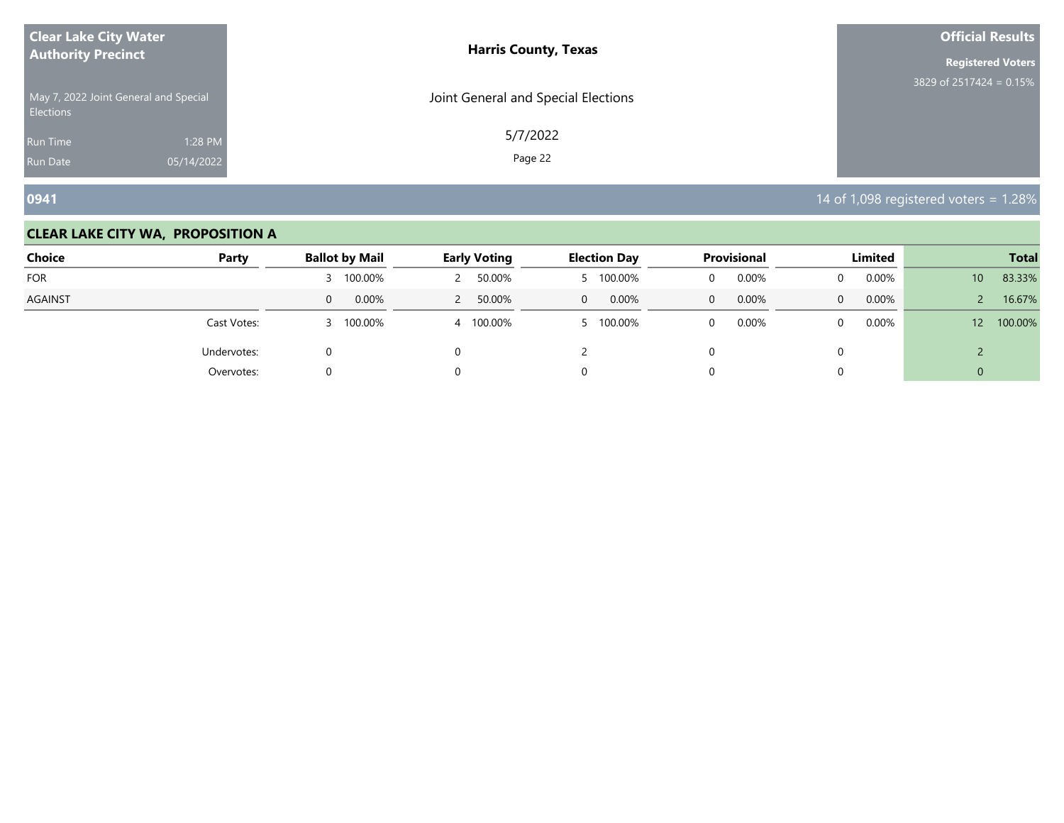**Clear Lake City Water Authority Precinct**

May 7, 2022 Joint General and Special Elections

Run Time 1:28 PM
Run Date 05/14/2022

**Harris County, Texas**

Joint General and Special Elections

5/7/2022

**Official Results**

**Registered Voters**
3829 of 2517424 = 0.15%

## 0941

14 of 1,098 registered voters = 1.28%

### CLEAR LAKE CITY WA, PROPOSITION A

| Choice | Party | Ballot by Mail | | Early Voting | | Election Day | | Provisional | | Limited | | Total | |
|---|---|---|---|---|---|---|---|---|---|---|---|---|---|
| FOR | | 3 | 100.00% | 2 | 50.00% | 5 | 100.00% | 0 | 0.00% | 0 | 0.00% | 10 | 83.33% |
| AGAINST | | 0 | 0.00% | 2 | 50.00% | 0 | 0.00% | 0 | 0.00% | 0 | 0.00% | 2 | 16.67% |
| | Cast Votes: | 3 | 100.00% | 4 | 100.00% | 5 | 100.00% | 0 | 0.00% | 0 | 0.00% | 12 | 100.00% |
| | Undervotes: | 0 | | 0 | | 2 | | 0 | | 0 | | 2 | |
| | Overvotes: | 0 | | 0 | | 0 | | 0 | | 0 | | 0 | |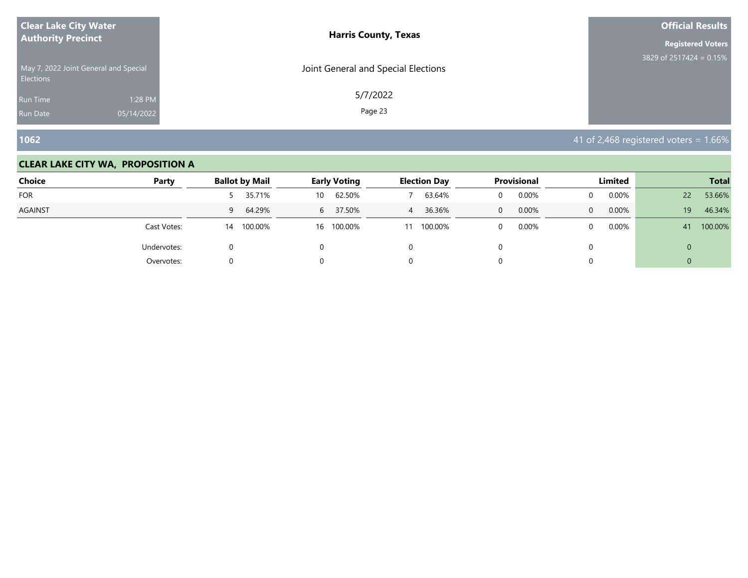**Clear Lake City Water Authority Precinct**

May 7, 2022 Joint General and Special Elections

Run Time 1:28 PM
Run Date 05/14/2022

**Harris County, Texas**

Joint General and Special Elections

5/7/2022

**Official Results**

**Registered Voters**

3829 of 2517424 = 0.15%

## 1062

41 of 2,468 registered voters = 1.66%

### CLEAR LAKE CITY WA, PROPOSITION A

| Choice | Party | Ballot by Mail | | Early Voting | | Election Day | | Provisional | | Limited | | Total | |
|---|---|---|---|---|---|---|---|---|---|---|---|---|---|
| FOR | | 5 | 35.71% | 10 | 62.50% | 7 | 63.64% | 0 | 0.00% | 0 | 0.00% | 22 | 53.66% |
| AGAINST | | 9 | 64.29% | 6 | 37.50% | 4 | 36.36% | 0 | 0.00% | 0 | 0.00% | 19 | 46.34% |
| | Cast Votes: | 14 | 100.00% | 16 | 100.00% | 11 | 100.00% | 0 | 0.00% | 0 | 0.00% | 41 | 100.00% |
| | Undervotes: | 0 | | 0 | | 0 | | 0 | | 0 | | 0 | |
| | Overvotes: | 0 | | 0 | | 0 | | 0 | | 0 | | 0 | |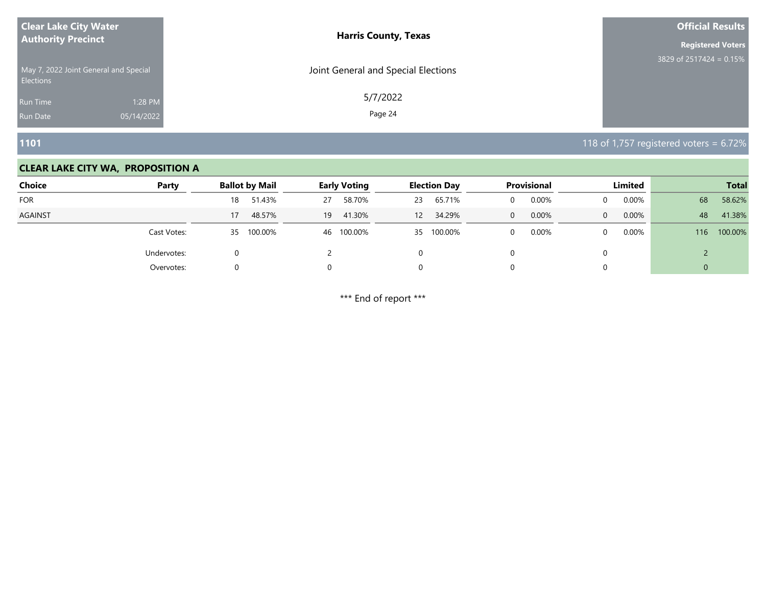**Clear Lake City Water Authority Precinct**

May 7, 2022 Joint General and Special Elections

Run Time 1:28 PM

Run Date 05/14/2022

**Harris County, Texas**

Joint General and Special Elections

5/7/2022

**Official Results**

**Registered Voters**

3829 of 2517424 = 0.15%

## 1101

118 of 1,757 registered voters = 6.72%

### CLEAR LAKE CITY WA, PROPOSITION A

| Choice | Party | Ballot by Mail | | Early Voting | | Election Day | | Provisional | | Limited | | Total | |
|---|---|---|---|---|---|---|---|---|---|---|---|---|---|
| FOR | | 18 | 51.43% | 27 | 58.70% | 23 | 65.71% | 0 | 0.00% | 0 | 0.00% | 68 | 58.62% |
| AGAINST | | 17 | 48.57% | 19 | 41.30% | 12 | 34.29% | 0 | 0.00% | 0 | 0.00% | 48 | 41.38% |
| | Cast Votes: | 35 | 100.00% | 46 | 100.00% | 35 | 100.00% | 0 | 0.00% | 0 | 0.00% | 116 | 100.00% |
| | Undervotes: | 0 | | 2 | | 0 | | 0 | | 0 | | 2 | |
| | Overvotes: | 0 | | 0 | | 0 | | 0 | | 0 | | 0 | |

*** End of report ***